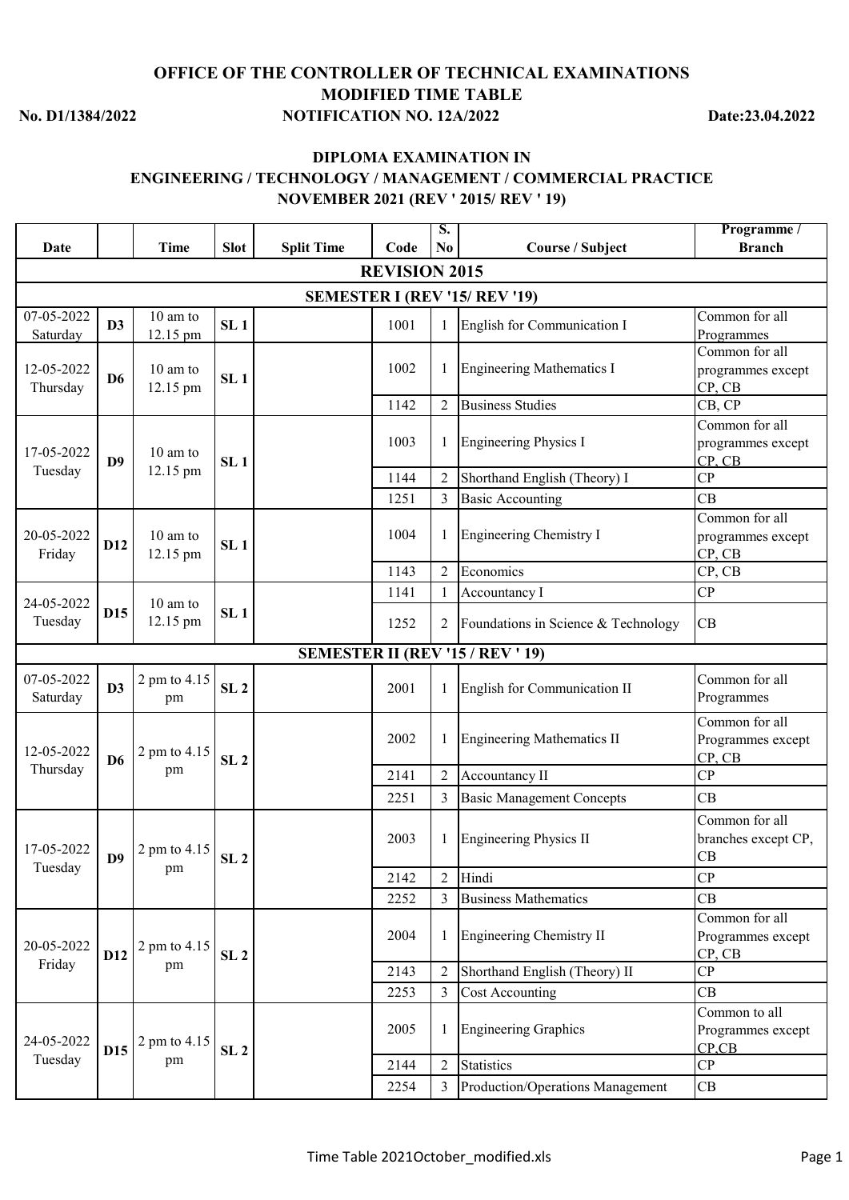# OFFICE OF THE CONTROLLER OF TECHNICAL EXAMINATIONS

## MODIFIED TIME TABLE

**No. D1/1384/2022** | **NOTIFICATION NO. 12A/2022** | **Date:23.04.2022**

### DIPLOMA EXAMINATION IN ENGINEERING / TECHNOLOGY / MANAGEMENT / COMMERCIAL PRACTICE NOVEMBER 2021 (REV ' 2015/ REV ' 19)

| Date | | Time | Slot | Split Time | Code | S. No | Course / Subject | Programme / Branch |
|---|---|---|---|---|---|---|---|---|
| **REVISION 2015** | | | | | | | | |
| **SEMESTER I (REV '15/ REV '19)** | | | | | | | | |
| 07-05-2022 Saturday | D3 | 10 am to 12.15 pm | SL 1 | | 1001 | 1 | English for Communication I | Common for all Programmes |
| 12-05-2022 Thursday | D6 | 10 am to 12.15 pm | SL 1 | | 1002 | 1 | Engineering Mathematics I | Common for all programmes except CP, CB |
| | | | | | 1142 | 2 | Business Studies | CB, CP |
| 17-05-2022 Tuesday | D9 | 10 am to 12.15 pm | SL 1 | | 1003 | 1 | Engineering Physics I | Common for all programmes except CP, CB |
| | | | | | 1144 | 2 | Shorthand English (Theory) I | CP |
| | | | | | 1251 | 3 | Basic Accounting | CB |
| 20-05-2022 Friday | D12 | 10 am to 12.15 pm | SL 1 | | 1004 | 1 | Engineering Chemistry I | Common for all programmes except CP, CB |
| | | | | | 1143 | 2 | Economics | CP, CB |
| 24-05-2022 Tuesday | D15 | 10 am to 12.15 pm | SL 1 | | 1141 | 1 | Accountancy I | CP |
| | | | | | 1252 | 2 | Foundations in Science & Technology | CB |
| **SEMESTER II (REV '15 / REV ' 19)** | | | | | | | | |
| 07-05-2022 Saturday | D3 | 2 pm to 4.15 pm | SL 2 | | 2001 | 1 | English for Communication II | Common for all Programmes |
| 12-05-2022 Thursday | D6 | 2 pm to 4.15 pm | SL 2 | | 2002 | 1 | Engineering Mathematics II | Common for all Programmes except CP, CB |
| | | | | | 2141 | 2 | Accountancy II | CP |
| | | | | | 2251 | 3 | Basic Management Concepts | CB |
| 17-05-2022 Tuesday | D9 | 2 pm to 4.15 pm | SL 2 | | 2003 | 1 | Engineering Physics II | Common for all branches except CP, CB |
| | | | | | 2142 | 2 | Hindi | CP |
| | | | | | 2252 | 3 | Business Mathematics | CB |
| 20-05-2022 Friday | D12 | 2 pm to 4.15 pm | SL 2 | | 2004 | 1 | Engineering Chemistry II | Common for all Programmes except CP, CB |
| | | | | | 2143 | 2 | Shorthand English (Theory) II | CP |
| | | | | | 2253 | 3 | Cost Accounting | CB |
| 24-05-2022 Tuesday | D15 | 2 pm to 4.15 pm | SL 2 | | 2005 | 1 | Engineering Graphics | Common to all Programmes except CP,CB |
| | | | | | 2144 | 2 | Statistics | CP |
| | | | | | 2254 | 3 | Production/Operations Management | CB |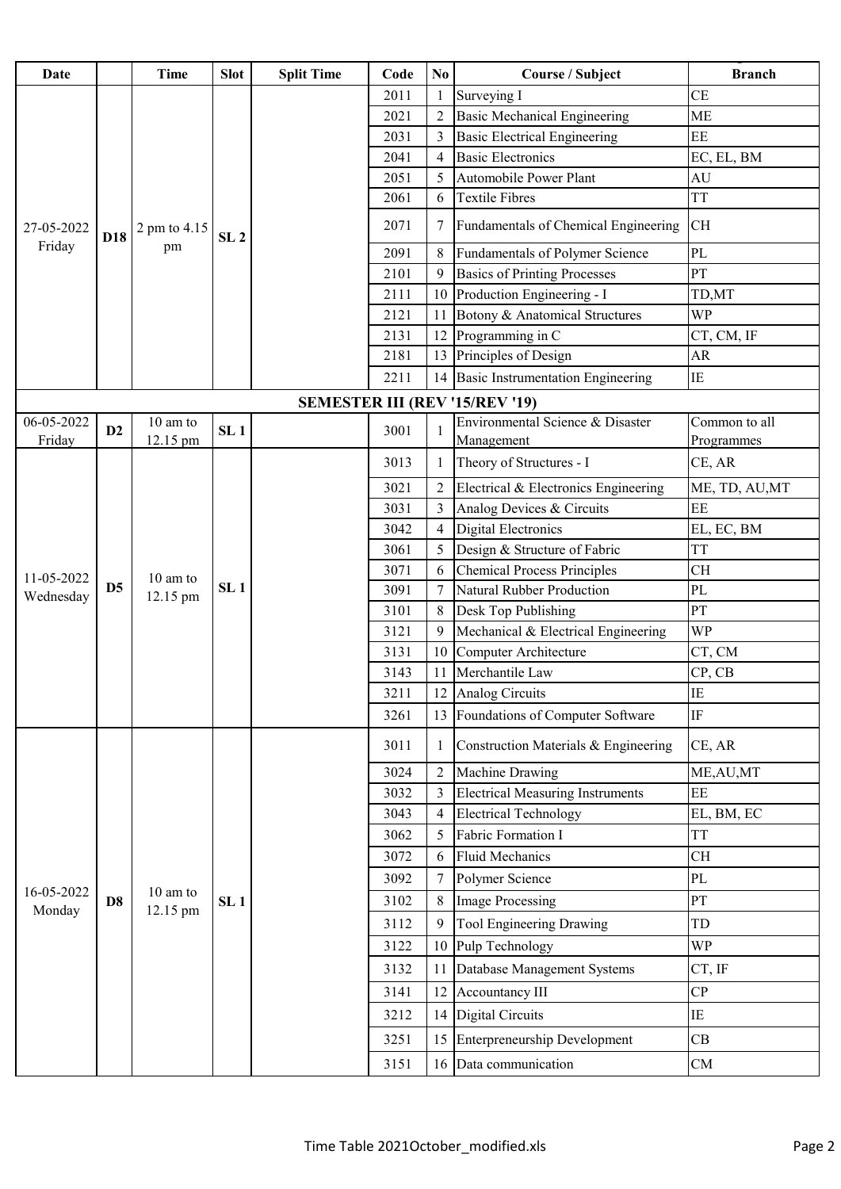| Date | | Time | Slot | Split Time | Code | No | Course / Subject | Branch |
|---|---|---|---|---|---|---|---|---|
| 27-05-2022 Friday | D18 | 2 pm to 4.15 pm | SL 2 | | 2011 | 1 | Surveying I | CE |
| | | | | | 2021 | 2 | Basic Mechanical Engineering | ME |
| | | | | | 2031 | 3 | Basic Electrical Engineering | EE |
| | | | | | 2041 | 4 | Basic Electronics | EC, EL, BM |
| | | | | | 2051 | 5 | Automobile Power Plant | AU |
| | | | | | 2061 | 6 | Textile Fibres | TT |
| | | | | | 2071 | 7 | Fundamentals of Chemical Engineering | CH |
| | | | | | 2091 | 8 | Fundamentals of Polymer Science | PL |
| | | | | | 2101 | 9 | Basics of Printing Processes | PT |
| | | | | | 2111 | 10 | Production Engineering - I | TD,MT |
| | | | | | 2121 | 11 | Botony & Anatomical Structures | WP |
| | | | | | 2131 | 12 | Programming in C | CT, CM, IF |
| | | | | | 2181 | 13 | Principles of Design | AR |
| | | | | | 2211 | 14 | Basic Instrumentation Engineering | IE |
| **SEMESTER III (REV '15/REV '19)** | | | | | | | | |
| 06-05-2022 Friday | D2 | 10 am to 12.15 pm | SL 1 | | 3001 | 1 | Environmental Science & Disaster Management | Common to all Programmes |
| 11-05-2022 Wednesday | D5 | 10 am to 12.15 pm | SL 1 | | 3013 | 1 | Theory of Structures - I | CE, AR |
| | | | | | 3021 | 2 | Electrical & Electronics Engineering | ME, TD, AU,MT |
| | | | | | 3031 | 3 | Analog Devices & Circuits | EE |
| | | | | | 3042 | 4 | Digital Electronics | EL, EC, BM |
| | | | | | 3061 | 5 | Design & Structure of Fabric | TT |
| | | | | | 3071 | 6 | Chemical Process Principles | CH |
| | | | | | 3091 | 7 | Natural Rubber Production | PL |
| | | | | | 3101 | 8 | Desk Top Publishing | PT |
| | | | | | 3121 | 9 | Mechanical & Electrical Engineering | WP |
| | | | | | 3131 | 10 | Computer Architecture | CT, CM |
| | | | | | 3143 | 11 | Merchantile Law | CP, CB |
| | | | | | 3211 | 12 | Analog Circuits | IE |
| | | | | | 3261 | 13 | Foundations of Computer Software | IF |
| 16-05-2022 Monday | D8 | 10 am to 12.15 pm | SL 1 | | 3011 | 1 | Construction Materials & Engineering | CE, AR |
| | | | | | 3024 | 2 | Machine Drawing | ME,AU,MT |
| | | | | | 3032 | 3 | Electrical Measuring Instruments | EE |
| | | | | | 3043 | 4 | Electrical Technology | EL, BM, EC |
| | | | | | 3062 | 5 | Fabric Formation I | TT |
| | | | | | 3072 | 6 | Fluid Mechanics | CH |
| | | | | | 3092 | 7 | Polymer Science | PL |
| | | | | | 3102 | 8 | Image Processing | PT |
| | | | | | 3112 | 9 | Tool Engineering Drawing | TD |
| | | | | | 3122 | 10 | Pulp Technology | WP |
| | | | | | 3132 | 11 | Database Management Systems | CT, IF |
| | | | | | 3141 | 12 | Accountancy III | CP |
| | | | | | 3212 | 14 | Digital Circuits | IE |
| | | | | | 3251 | 15 | Enterpreneurship Development | CB |
| | | | | | 3151 | 16 | Data communication | CM |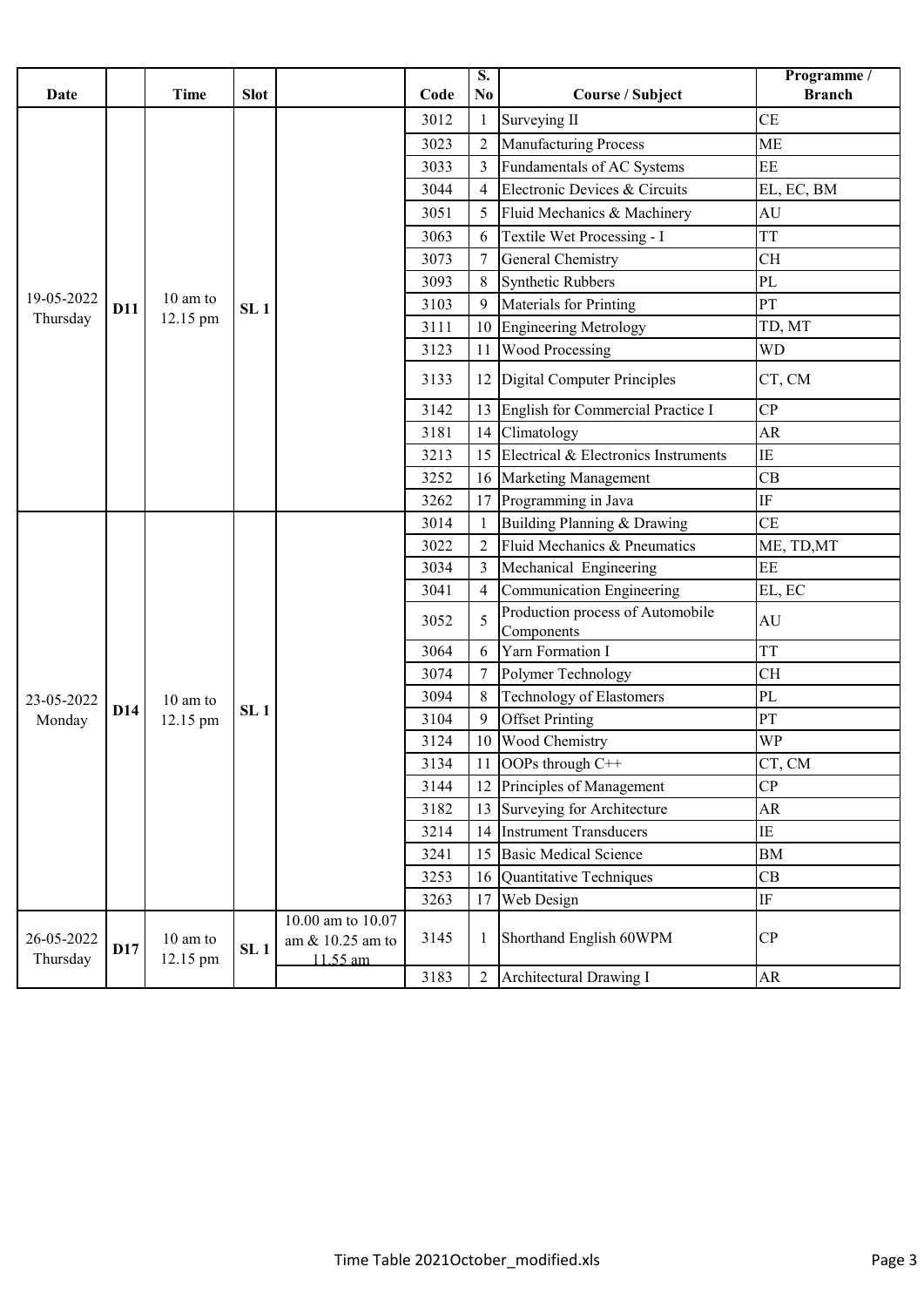| Date | | Time | Slot | | Code | S. No | Course / Subject | Programme / Branch |
|---|---|---|---|---|---|---|---|---|
| 19-05-2022 Thursday | D11 | 10 am to 12.15 pm | SL 1 | | 3012 | 1 | Surveying II | CE |
| | | | | | 3023 | 2 | Manufacturing Process | ME |
| | | | | | 3033 | 3 | Fundamentals of AC Systems | EE |
| | | | | | 3044 | 4 | Electronic Devices & Circuits | EL, EC, BM |
| | | | | | 3051 | 5 | Fluid Mechanics & Machinery | AU |
| | | | | | 3063 | 6 | Textile Wet Processing - I | TT |
| | | | | | 3073 | 7 | General Chemistry | CH |
| | | | | | 3093 | 8 | Synthetic Rubbers | PL |
| | | | | | 3103 | 9 | Materials for Printing | PT |
| | | | | | 3111 | 10 | Engineering Metrology | TD, MT |
| | | | | | 3123 | 11 | Wood Processing | WD |
| | | | | | 3133 | 12 | Digital Computer Principles | CT, CM |
| | | | | | 3142 | 13 | English for Commercial Practice I | CP |
| | | | | | 3181 | 14 | Climatology | AR |
| | | | | | 3213 | 15 | Electrical & Electronics Instruments | IE |
| | | | | | 3252 | 16 | Marketing Management | CB |
| | | | | | 3262 | 17 | Programming in Java | IF |
| 23-05-2022 Monday | D14 | 10 am to 12.15 pm | SL 1 | | 3014 | 1 | Building Planning & Drawing | CE |
| | | | | | 3022 | 2 | Fluid Mechanics & Pneumatics | ME, TD,MT |
| | | | | | 3034 | 3 | Mechanical Engineering | EE |
| | | | | | 3041 | 4 | Communication Engineering | EL, EC |
| | | | | | 3052 | 5 | Production process of Automobile Components | AU |
| | | | | | 3064 | 6 | Yarn Formation I | TT |
| | | | | | 3074 | 7 | Polymer Technology | CH |
| | | | | | 3094 | 8 | Technology of Elastomers | PL |
| | | | | | 3104 | 9 | Offset Printing | PT |
| | | | | | 3124 | 10 | Wood Chemistry | WP |
| | | | | | 3134 | 11 | OOPs through C++ | CT, CM |
| | | | | | 3144 | 12 | Principles of Management | CP |
| | | | | | 3182 | 13 | Surveying for Architecture | AR |
| | | | | | 3214 | 14 | Instrument Transducers | IE |
| | | | | | 3241 | 15 | Basic Medical Science | BM |
| | | | | | 3253 | 16 | Quantitative Techniques | CB |
| | | | | | 3263 | 17 | Web Design | IF |
| 26-05-2022 Thursday | D17 | 10 am to 12.15 pm | SL 1 | 10.00 am to 10.07 am & 10.25 am to 11.55 am | 3145 | 1 | Shorthand English 60WPM | CP |
| | | | | | 3183 | 2 | Architectural Drawing I | AR |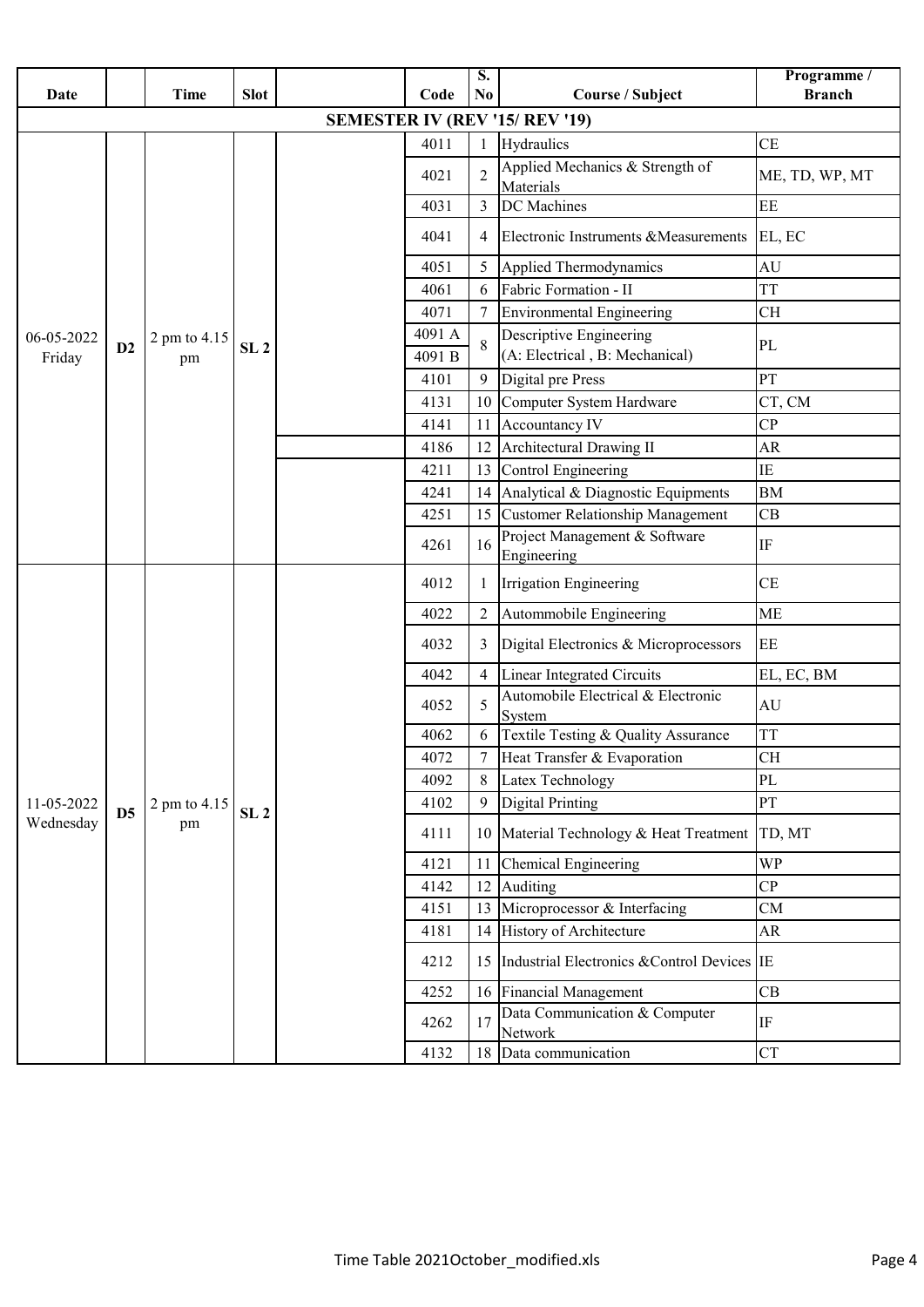| Date | | Time | Slot | | Code | S. No | Course / Subject | Programme / Branch |
|---|---|---|---|---|---|---|---|---|
| **SEMESTER IV (REV '15/ REV '19)** | | | | | | | | |
| 06-05-2022 Friday | D2 | 2 pm to 4.15 pm | SL 2 | | 4011 | 1 | Hydraulics | CE |
| | | | | | 4021 | 2 | Applied Mechanics & Strength of Materials | ME, TD, WP, MT |
| | | | | | 4031 | 3 | DC Machines | EE |
| | | | | | 4041 | 4 | Electronic Instruments &Measurements | EL, EC |
| | | | | | 4051 | 5 | Applied Thermodynamics | AU |
| | | | | | 4061 | 6 | Fabric Formation - II | TT |
| | | | | | 4071 | 7 | Environmental Engineering | CH |
| | | | | | 4091 A / 4091 B | 8 | Descriptive Engineering (A: Electrical , B: Mechanical) | PL |
| | | | | | 4101 | 9 | Digital pre Press | PT |
| | | | | | 4131 | 10 | Computer System Hardware | CT, CM |
| | | | | | 4141 | 11 | Accountancy IV | CP |
| | | | | | 4186 | 12 | Architectural Drawing II | AR |
| | | | | | 4211 | 13 | Control Engineering | IE |
| | | | | | 4241 | 14 | Analytical & Diagnostic Equipments | BM |
| | | | | | 4251 | 15 | Customer Relationship Management | CB |
| | | | | | 4261 | 16 | Project Management & Software Engineering | IF |
| 11-05-2022 Wednesday | D5 | 2 pm to 4.15 pm | SL 2 | | 4012 | 1 | Irrigation Engineering | CE |
| | | | | | 4022 | 2 | Autommobile Engineering | ME |
| | | | | | 4032 | 3 | Digital Electronics & Microprocessors | EE |
| | | | | | 4042 | 4 | Linear Integrated Circuits | EL, EC, BM |
| | | | | | 4052 | 5 | Automobile Electrical & Electronic System | AU |
| | | | | | 4062 | 6 | Textile Testing & Quality Assurance | TT |
| | | | | | 4072 | 7 | Heat Transfer & Evaporation | CH |
| | | | | | 4092 | 8 | Latex Technology | PL |
| | | | | | 4102 | 9 | Digital Printing | PT |
| | | | | | 4111 | 10 | Material Technology & Heat Treatment | TD, MT |
| | | | | | 4121 | 11 | Chemical Engineering | WP |
| | | | | | 4142 | 12 | Auditing | CP |
| | | | | | 4151 | 13 | Microprocessor & Interfacing | CM |
| | | | | | 4181 | 14 | History of Architecture | AR |
| | | | | | 4212 | 15 | Industrial Electronics &Control Devices | IE |
| | | | | | 4252 | 16 | Financial Management | CB |
| | | | | | 4262 | 17 | Data Communication & Computer Network | IF |
| | | | | | 4132 | 18 | Data communication | CT |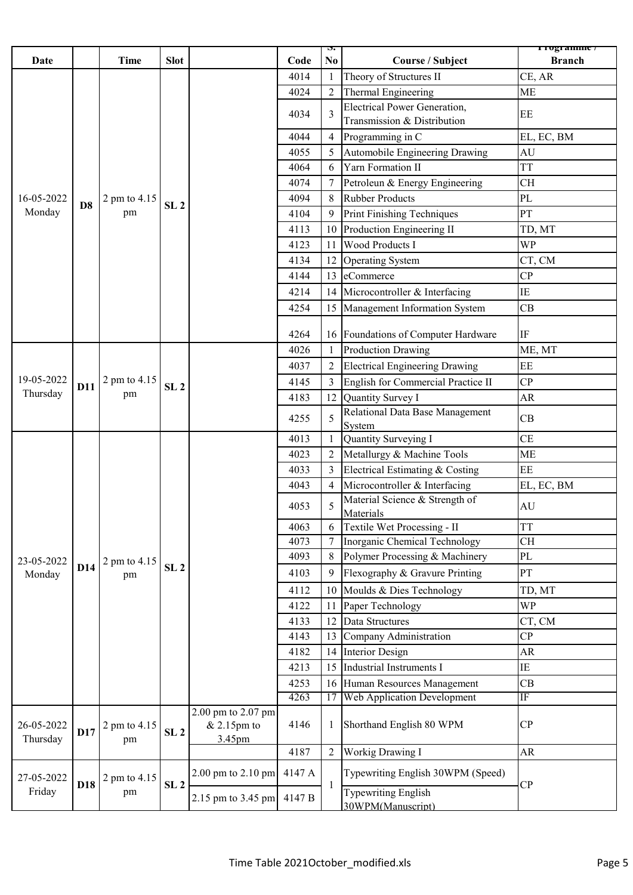| Date | | Time | Slot | | Code | S. No | Course / Subject | Programme / Branch |
|---|---|---|---|---|---|---|---|---|
| 16-05-2022 Monday | D8 | 2 pm to 4.15 pm | SL 2 | | 4014 | 1 | Theory of Structures II | CE, AR |
| | | | | | 4024 | 2 | Thermal Engineering | ME |
| | | | | | 4034 | 3 | Electrical Power Generation, Transmission & Distribution | EE |
| | | | | | 4044 | 4 | Programming in C | EL, EC, BM |
| | | | | | 4055 | 5 | Automobile Engineering Drawing | AU |
| | | | | | 4064 | 6 | Yarn Formation II | TT |
| | | | | | 4074 | 7 | Petroleun & Energy Engineering | CH |
| | | | | | 4094 | 8 | Rubber Products | PL |
| | | | | | 4104 | 9 | Print Finishing Techniques | PT |
| | | | | | 4113 | 10 | Production Engineering II | TD, MT |
| | | | | | 4123 | 11 | Wood Products I | WP |
| | | | | | 4134 | 12 | Operating System | CT, CM |
| | | | | | 4144 | 13 | eCommerce | CP |
| | | | | | 4214 | 14 | Microcontroller & Interfacing | IE |
| | | | | | 4254 | 15 | Management Information System | CB |
| | | | | | 4264 | 16 | Foundations of Computer Hardware | IF |
| 19-05-2022 Thursday | D11 | 2 pm to 4.15 pm | SL 2 | | 4026 | 1 | Production Drawing | ME, MT |
| | | | | | 4037 | 2 | Electrical Engineering Drawing | EE |
| | | | | | 4145 | 3 | English for Commercial Practice II | CP |
| | | | | | 4183 | 12 | Quantity Survey I | AR |
| | | | | | 4255 | 5 | Relational Data Base Management System | CB |
| 23-05-2022 Monday | D14 | 2 pm to 4.15 pm | SL 2 | | 4013 | 1 | Quantity Surveying I | CE |
| | | | | | 4023 | 2 | Metallurgy & Machine Tools | ME |
| | | | | | 4033 | 3 | Electrical Estimating & Costing | EE |
| | | | | | 4043 | 4 | Microcontroller & Interfacing | EL, EC, BM |
| | | | | | 4053 | 5 | Material Science & Strength of Materials | AU |
| | | | | | 4063 | 6 | Textile Wet Processing - II | TT |
| | | | | | 4073 | 7 | Inorganic Chemical Technology | CH |
| | | | | | 4093 | 8 | Polymer Processing & Machinery | PL |
| | | | | | 4103 | 9 | Flexography & Gravure Printing | PT |
| | | | | | 4112 | 10 | Moulds & Dies Technology | TD, MT |
| | | | | | 4122 | 11 | Paper Technology | WP |
| | | | | | 4133 | 12 | Data Structures | CT, CM |
| | | | | | 4143 | 13 | Company Administration | CP |
| | | | | | 4182 | 14 | Interior Design | AR |
| | | | | | 4213 | 15 | Industrial Instruments I | IE |
| | | | | | 4253 | 16 | Human Resources Management | CB |
| | | | | | 4263 | 17 | Web Application Development | IF |
| 26-05-2022 Thursday | D17 | 2 pm to 4.15 pm | SL 2 | 2.00 pm to 2.07 pm & 2.15pm to 3.45pm | 4146 | 1 | Shorthand English 80 WPM | CP |
| | | | | | 4187 | 2 | Workig Drawing I | AR |
| 27-05-2022 Friday | D18 | 2 pm to 4.15 pm | SL 2 | 2.00 pm to 2.10 pm | 4147 A | 1 | Typewriting English 30WPM (Speed) | CP |
| | | | | 2.15 pm to 3.45 pm | 4147 B | | Typewriting English 30WPM(Manuscript) | |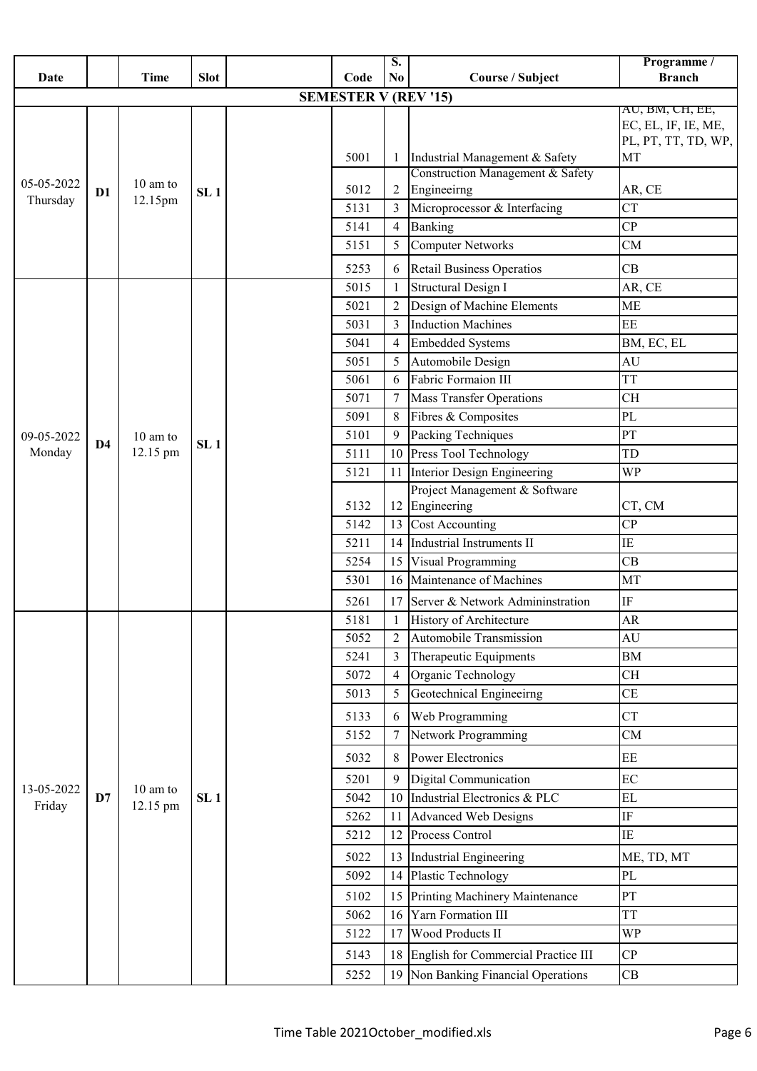| Date | | Time | Slot | | Code | S. No | Course / Subject | Programme / Branch |
|---|---|---|---|---|---|---|---|---|
| **SEMESTER V (REV '15)** | | | | | | | | |
| 05-05-2022 Thursday | D1 | 10 am to 12.15pm | SL 1 | | 5001 | 1 | Industrial Management & Safety | AU, BM, CH, EE, EC, EL, IF, IE, ME, PL, PT, TT, TD, WP, MT |
| | | | | | 5012 | 2 | Construction Management & Safety Engineeirng | AR, CE |
| | | | | | 5131 | 3 | Microprocessor & Interfacing | CT |
| | | | | | 5141 | 4 | Banking | CP |
| | | | | | 5151 | 5 | Computer Networks | CM |
| | | | | | 5253 | 6 | Retail Business Operatios | CB |
| 09-05-2022 Monday | D4 | 10 am to 12.15 pm | SL 1 | | 5015 | 1 | Structural Design I | AR, CE |
| | | | | | 5021 | 2 | Design of Machine Elements | ME |
| | | | | | 5031 | 3 | Induction Machines | EE |
| | | | | | 5041 | 4 | Embedded Systems | BM, EC, EL |
| | | | | | 5051 | 5 | Automobile Design | AU |
| | | | | | 5061 | 6 | Fabric Formaion III | TT |
| | | | | | 5071 | 7 | Mass Transfer Operations | CH |
| | | | | | 5091 | 8 | Fibres & Composites | PL |
| | | | | | 5101 | 9 | Packing Techniques | PT |
| | | | | | 5111 | 10 | Press Tool Technology | TD |
| | | | | | 5121 | 11 | Interior Design Engineering | WP |
| | | | | | 5132 | 12 | Project Management & Software Engineering | CT, CM |
| | | | | | 5142 | 13 | Cost Accounting | CP |
| | | | | | 5211 | 14 | Industrial Instruments II | IE |
| | | | | | 5254 | 15 | Visual Programming | CB |
| | | | | | 5301 | 16 | Maintenance of Machines | MT |
| | | | | | 5261 | 17 | Server & Network Admininstration | IF |
| 13-05-2022 Friday | D7 | 10 am to 12.15 pm | SL 1 | | 5181 | 1 | History of Architecture | AR |
| | | | | | 5052 | 2 | Automobile Transmission | AU |
| | | | | | 5241 | 3 | Therapeutic Equipments | BM |
| | | | | | 5072 | 4 | Organic Technology | CH |
| | | | | | 5013 | 5 | Geotechnical Engineeirng | CE |
| | | | | | 5133 | 6 | Web Programming | CT |
| | | | | | 5152 | 7 | Network Programming | CM |
| | | | | | 5032 | 8 | Power Electronics | EE |
| | | | | | 5201 | 9 | Digital Communication | EC |
| | | | | | 5042 | 10 | Industrial Electronics & PLC | EL |
| | | | | | 5262 | 11 | Advanced Web Designs | IF |
| | | | | | 5212 | 12 | Process Control | IE |
| | | | | | 5022 | 13 | Industrial Engineering | ME, TD, MT |
| | | | | | 5092 | 14 | Plastic Technology | PL |
| | | | | | 5102 | 15 | Printing Machinery Maintenance | PT |
| | | | | | 5062 | 16 | Yarn Formation III | TT |
| | | | | | 5122 | 17 | Wood Products II | WP |
| | | | | | 5143 | 18 | English for Commercial Practice III | CP |
| | | | | | 5252 | 19 | Non Banking Financial Operations | CB |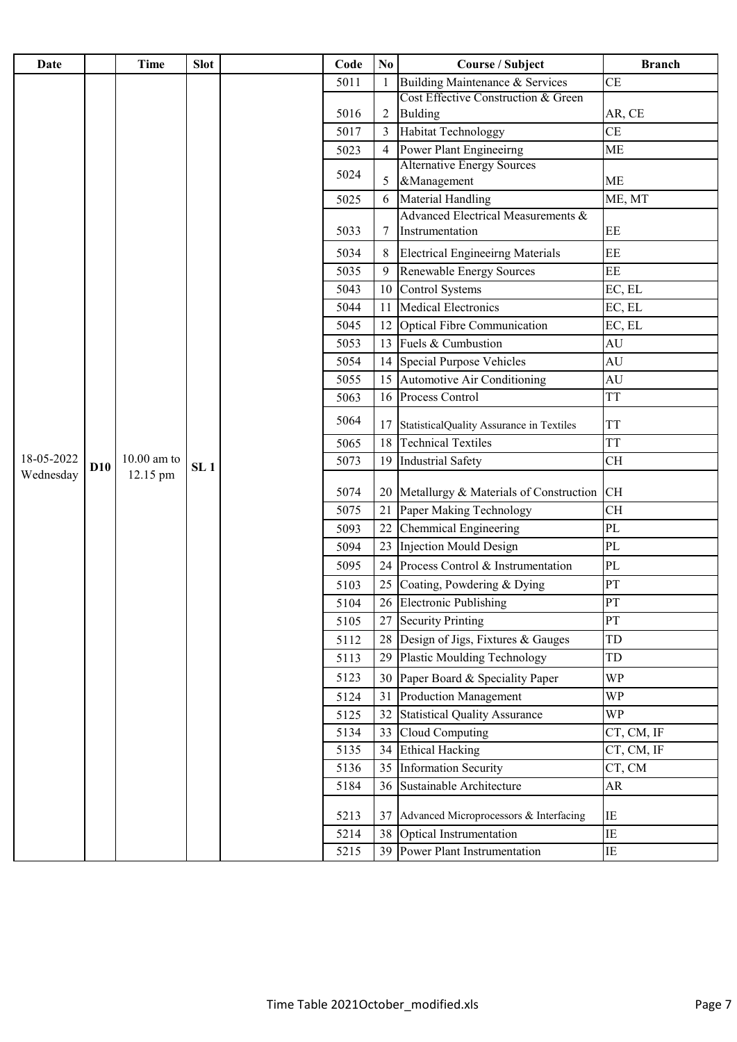| Date | | Time | Slot | | Code | No | Course / Subject | Branch |
|---|---|---|---|---|---|---|---|---|
| 18-05-2022 Wednesday | D10 | 10.00 am to 12.15 pm | SL 1 | | 5011 | 1 | Building Maintenance & Services | CE |
| | | | | | 5016 | 2 | Cost Effective Construction & Green Bulding | AR, CE |
| | | | | | 5017 | 3 | Habitat Technologgy | CE |
| | | | | | 5023 | 4 | Power Plant Engineeirng | ME |
| | | | | | 5024 | 5 | Alternative Energy Sources &Management | ME |
| | | | | | 5025 | 6 | Material Handling | ME, MT |
| | | | | | 5033 | 7 | Advanced Electrical Measurements & Instrumentation | EE |
| | | | | | 5034 | 8 | Electrical Engineeirng Materials | EE |
| | | | | | 5035 | 9 | Renewable Energy Sources | EE |
| | | | | | 5043 | 10 | Control Systems | EC, EL |
| | | | | | 5044 | 11 | Medical Electronics | EC, EL |
| | | | | | 5045 | 12 | Optical Fibre Communication | EC, EL |
| | | | | | 5053 | 13 | Fuels & Cumbustion | AU |
| | | | | | 5054 | 14 | Special Purpose Vehicles | AU |
| | | | | | 5055 | 15 | Automotive Air Conditioning | AU |
| | | | | | 5063 | 16 | Process Control | TT |
| | | | | | 5064 | 17 | StatisticalQuality Assurance in Textiles | TT |
| | | | | | 5065 | 18 | Technical Textiles | TT |
| | | | | | 5073 | 19 | Industrial Safety | CH |
| | | | | | 5074 | 20 | Metallurgy & Materials of Construction | CH |
| | | | | | 5075 | 21 | Paper Making Technology | CH |
| | | | | | 5093 | 22 | Chemmical Engineering | PL |
| | | | | | 5094 | 23 | Injection Mould Design | PL |
| | | | | | 5095 | 24 | Process Control & Instrumentation | PL |
| | | | | | 5103 | 25 | Coating, Powdering & Dying | PT |
| | | | | | 5104 | 26 | Electronic Publishing | PT |
| | | | | | 5105 | 27 | Security Printing | PT |
| | | | | | 5112 | 28 | Design of Jigs, Fixtures & Gauges | TD |
| | | | | | 5113 | 29 | Plastic Moulding Technology | TD |
| | | | | | 5123 | 30 | Paper Board & Speciality Paper | WP |
| | | | | | 5124 | 31 | Production Management | WP |
| | | | | | 5125 | 32 | Statistical Quality Assurance | WP |
| | | | | | 5134 | 33 | Cloud Computing | CT, CM, IF |
| | | | | | 5135 | 34 | Ethical Hacking | CT, CM, IF |
| | | | | | 5136 | 35 | Information Security | CT, CM |
| | | | | | 5184 | 36 | Sustainable Architecture | AR |
| | | | | | 5213 | 37 | Advanced Microprocessors & Interfacing | IE |
| | | | | | 5214 | 38 | Optical Instrumentation | IE |
| | | | | | 5215 | 39 | Power Plant Instrumentation | IE |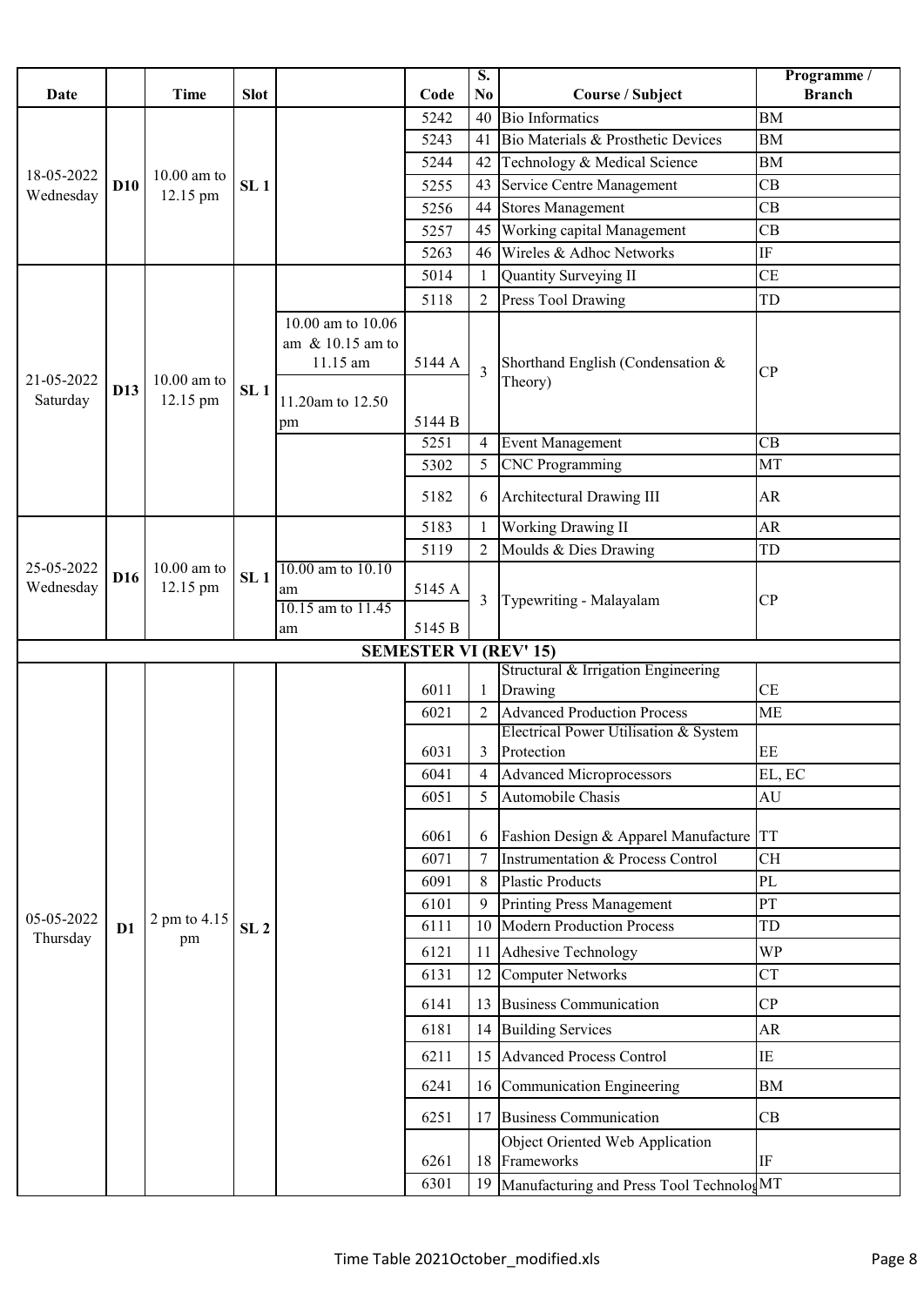| Date | | Time | Slot | | Code | S. No | Course / Subject | Programme / Branch |
|---|---|---|---|---|---|---|---|---|
| 18-05-2022 Wednesday | D10 | 10.00 am to 12.15 pm | SL 1 | | 5242 | 40 | Bio Informatics | BM |
| | | | | | 5243 | 41 | Bio Materials & Prosthetic Devices | BM |
| | | | | | 5244 | 42 | Technology & Medical Science | BM |
| | | | | | 5255 | 43 | Service Centre Management | CB |
| | | | | | 5256 | 44 | Stores Management | CB |
| | | | | | 5257 | 45 | Working capital Management | CB |
| | | | | | 5263 | 46 | Wireles & Adhoc Networks | IF |
| 21-05-2022 Saturday | D13 | 10.00 am to 12.15 pm | SL 1 | | 5014 | 1 | Quantity Surveying II | CE |
| | | | | | 5118 | 2 | Press Tool Drawing | TD |
| | | | | 10.00 am to 10.06 am & 10.15 am to 11.15 am | 5144 A | 3 | Shorthand English (Condensation & Theory) | CP |
| | | | | 11.20am to 12.50 pm | 5144 B | | | |
| | | | | | 5251 | 4 | Event Management | CB |
| | | | | | 5302 | 5 | CNC Programming | MT |
| | | | | | 5182 | 6 | Architectural Drawing III | AR |
| 25-05-2022 Wednesday | D16 | 10.00 am to 12.15 pm | SL 1 | | 5183 | 1 | Working Drawing II | AR |
| | | | | | 5119 | 2 | Moulds & Dies Drawing | TD |
| | | | | 10.00 am to 10.10 am | 5145 A | 3 | Typewriting - Malayalam | CP |
| | | | | 10.15 am to 11.45 am | 5145 B | | | |
| **SEMESTER VI (REV' 15)** | | | | | | | | |
| 05-05-2022 Thursday | D1 | 2 pm to 4.15 pm | SL 2 | | 6011 | 1 | Structural & Irrigation Engineering Drawing | CE |
| | | | | | 6021 | 2 | Advanced Production Process | ME |
| | | | | | 6031 | 3 | Electrical Power Utilisation & System Protection | EE |
| | | | | | 6041 | 4 | Advanced Microprocessors | EL, EC |
| | | | | | 6051 | 5 | Automobile Chasis | AU |
| | | | | | 6061 | 6 | Fashion Design & Apparel Manufacture | TT |
| | | | | | 6071 | 7 | Instrumentation & Process Control | CH |
| | | | | | 6091 | 8 | Plastic Products | PL |
| | | | | | 6101 | 9 | Printing Press Management | PT |
| | | | | | 6111 | 10 | Modern Production Process | TD |
| | | | | | 6121 | 11 | Adhesive Technology | WP |
| | | | | | 6131 | 12 | Computer Networks | CT |
| | | | | | 6141 | 13 | Business Communication | CP |
| | | | | | 6181 | 14 | Building Services | AR |
| | | | | | 6211 | 15 | Advanced Process Control | IE |
| | | | | | 6241 | 16 | Communication Engineering | BM |
| | | | | | 6251 | 17 | Business Communication | CB |
| | | | | | 6261 | 18 | Object Oriented Web Application Frameworks | IF |
| | | | | | 6301 | 19 | Manufacturing and Press Tool Technolog | MT |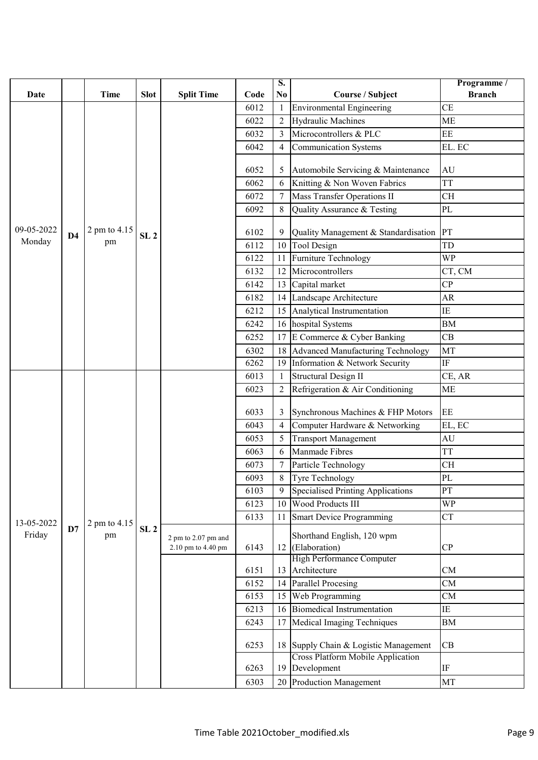| Date | | Time | Slot | Split Time | Code | S. No | Course / Subject | Programme / Branch |
|---|---|---|---|---|---|---|---|---|
| 09-05-2022 Monday | D4 | 2 pm to 4.15 pm | SL 2 | | 6012 | 1 | Environmental Engineering | CE |
| | | | | | 6022 | 2 | Hydraulic Machines | ME |
| | | | | | 6032 | 3 | Microcontrollers & PLC | EE |
| | | | | | 6042 | 4 | Communication Systems | EL. EC |
| | | | | | 6052 | 5 | Automobile Servicing & Maintenance | AU |
| | | | | | 6062 | 6 | Knitting & Non Woven Fabrics | TT |
| | | | | | 6072 | 7 | Mass Transfer Operations II | CH |
| | | | | | 6092 | 8 | Quality Assurance & Testing | PL |
| | | | | | 6102 | 9 | Quality Management & Standardisation | PT |
| | | | | | 6112 | 10 | Tool Design | TD |
| | | | | | 6122 | 11 | Furniture Technology | WP |
| | | | | | 6132 | 12 | Microcontrollers | CT, CM |
| | | | | | 6142 | 13 | Capital market | CP |
| | | | | | 6182 | 14 | Landscape Architecture | AR |
| | | | | | 6212 | 15 | Analytical Instrumentation | IE |
| | | | | | 6242 | 16 | hospital Systems | BM |
| | | | | | 6252 | 17 | E Commerce & Cyber Banking | CB |
| | | | | | 6302 | 18 | Advanced Manufacturing Technology | MT |
| | | | | | 6262 | 19 | Information & Network Security | IF |
| 13-05-2022 Friday | D7 | 2 pm to 4.15 pm | SL 2 | | 6013 | 1 | Structural Design II | CE, AR |
| | | | | | 6023 | 2 | Refrigeration & Air Conditioning | ME |
| | | | | | 6033 | 3 | Synchronous Machines & FHP Motors | EE |
| | | | | | 6043 | 4 | Computer Hardware & Networking | EL, EC |
| | | | | | 6053 | 5 | Transport Management | AU |
| | | | | | 6063 | 6 | Manmade Fibres | TT |
| | | | | | 6073 | 7 | Particle Technology | CH |
| | | | | | 6093 | 8 | Tyre Technology | PL |
| | | | | | 6103 | 9 | Specialised Printing Applications | PT |
| | | | | | 6123 | 10 | Wood Products III | WP |
| | | | | | 6133 | 11 | Smart Device Programming | CT |
| | | | | 2 pm to 2.07 pm and 2.10 pm to 4.40 pm | 6143 | 12 | Shorthand English, 120 wpm (Elaboration) | CP |
| | | | | | 6151 | 13 | High Performance Computer Architecture | CM |
| | | | | | 6152 | 14 | Parallel Procesing | CM |
| | | | | | 6153 | 15 | Web Programming | CM |
| | | | | | 6213 | 16 | Biomedical Instrumentation | IE |
| | | | | | 6243 | 17 | Medical Imaging Techniques | BM |
| | | | | | 6253 | 18 | Supply Chain & Logistic Management | CB |
| | | | | | 6263 | 19 | Cross Platform Mobile Application Development | IF |
| | | | | | 6303 | 20 | Production Management | MT |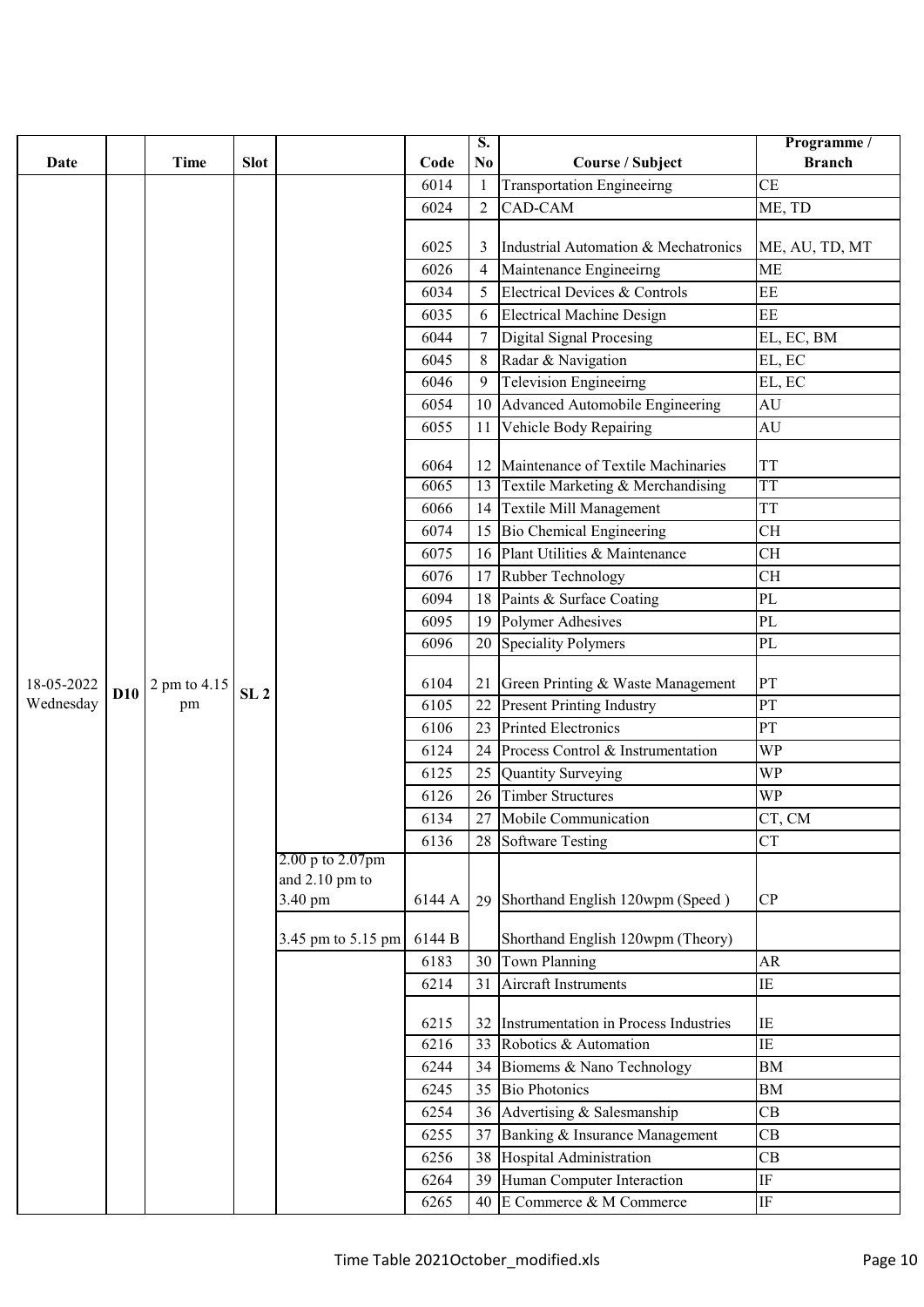| Date | | Time | Slot | | Code | S. No | Course / Subject | Programme / Branch |
|---|---|---|---|---|---|---|---|---|
| 18-05-2022 Wednesday | D10 | 2 pm to 4.15 pm | SL 2 | | 6014 | 1 | Transportation Engineeirng | CE |
| | | | | | 6024 | 2 | CAD-CAM | ME, TD |
| | | | | | 6025 | 3 | Industrial Automation & Mechatronics | ME, AU, TD, MT |
| | | | | | 6026 | 4 | Maintenance Engineeirng | ME |
| | | | | | 6034 | 5 | Electrical Devices & Controls | EE |
| | | | | | 6035 | 6 | Electrical Machine Design | EE |
| | | | | | 6044 | 7 | Digital Signal Procesing | EL, EC, BM |
| | | | | | 6045 | 8 | Radar & Navigation | EL, EC |
| | | | | | 6046 | 9 | Television Engineeirng | EL, EC |
| | | | | | 6054 | 10 | Advanced Automobile Engineering | AU |
| | | | | | 6055 | 11 | Vehicle Body Repairing | AU |
| | | | | | 6064 | 12 | Maintenance of Textile Machinaries | TT |
| | | | | | 6065 | 13 | Textile Marketing & Merchandising | TT |
| | | | | | 6066 | 14 | Textile Mill Management | TT |
| | | | | | 6074 | 15 | Bio Chemical Engineering | CH |
| | | | | | 6075 | 16 | Plant Utilities & Maintenance | CH |
| | | | | | 6076 | 17 | Rubber Technology | CH |
| | | | | | 6094 | 18 | Paints & Surface Coating | PL |
| | | | | | 6095 | 19 | Polymer Adhesives | PL |
| | | | | | 6096 | 20 | Speciality Polymers | PL |
| | | | | | 6104 | 21 | Green Printing & Waste Management | PT |
| | | | | | 6105 | 22 | Present Printing Industry | PT |
| | | | | | 6106 | 23 | Printed Electronics | PT |
| | | | | | 6124 | 24 | Process Control & Instrumentation | WP |
| | | | | | 6125 | 25 | Quantity Surveying | WP |
| | | | | | 6126 | 26 | Timber Structures | WP |
| | | | | | 6134 | 27 | Mobile Communication | CT, CM |
| | | | | | 6136 | 28 | Software Testing | CT |
| | | | | 2.00 p to 2.07pm and 2.10 pm to 3.40 pm | 6144 A | 29 | Shorthand English 120wpm (Speed ) | CP |
| | | | | 3.45 pm to 5.15 pm | 6144 B | | Shorthand English 120wpm (Theory) | |
| | | | | | 6183 | 30 | Town Planning | AR |
| | | | | | 6214 | 31 | Aircraft Instruments | IE |
| | | | | | 6215 | 32 | Instrumentation in Process Industries | IE |
| | | | | | 6216 | 33 | Robotics & Automation | IE |
| | | | | | 6244 | 34 | Biomems & Nano Technology | BM |
| | | | | | 6245 | 35 | Bio Photonics | BM |
| | | | | | 6254 | 36 | Advertising & Salesmanship | CB |
| | | | | | 6255 | 37 | Banking & Insurance Management | CB |
| | | | | | 6256 | 38 | Hospital Administration | CB |
| | | | | | 6264 | 39 | Human Computer Interaction | IF |
| | | | | | 6265 | 40 | E Commerce & M Commerce | IF |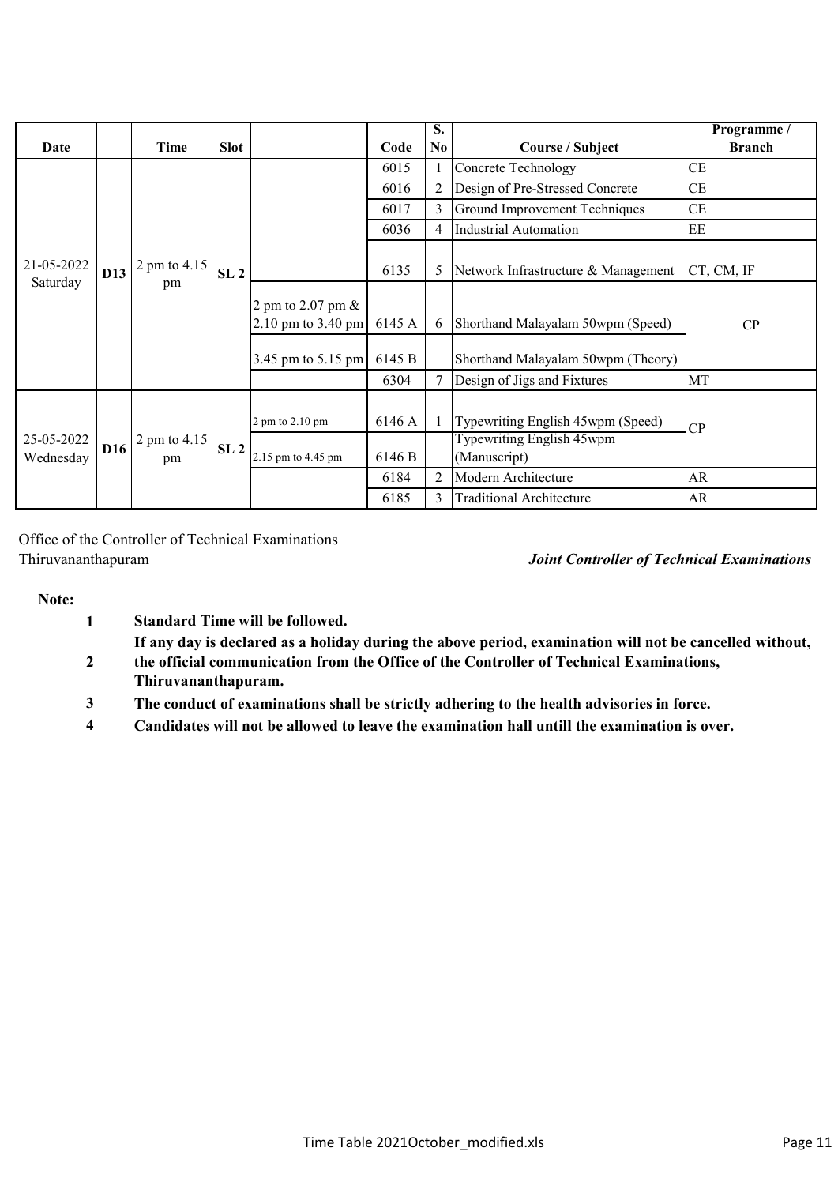| Date | | Time | Slot | | Code | S. No | Course / Subject | Programme / Branch |
|---|---|---|---|---|---|---|---|---|
| 21-05-2022 Saturday | D13 | 2 pm to 4.15 pm | SL 2 | | 6015 | 1 | Concrete Technology | CE |
| | | | | | 6016 | 2 | Design of Pre-Stressed Concrete | CE |
| | | | | | 6017 | 3 | Ground Improvement Techniques | CE |
| | | | | | 6036 | 4 | Industrial Automation | EE |
| | | | | | 6135 | 5 | Network Infrastructure & Management | CT, CM, IF |
| | | | | 2 pm to 2.07 pm & 2.10 pm to 3.40 pm | 6145 A | 6 | Shorthand Malayalam 50wpm (Speed) | CP |
| | | | | 3.45 pm to 5.15 pm | 6145 B | | Shorthand Malayalam 50wpm (Theory) | |
| | | | | | 6304 | 7 | Design of Jigs and Fixtures | MT |
| 25-05-2022 Wednesday | D16 | 2 pm to 4.15 pm | SL 2 | 2 pm to 2.10 pm | 6146 A | 1 | Typewriting English 45wpm (Speed) | CP |
| | | | | 2.15 pm to 4.45 pm | 6146 B | | Typewriting English 45wpm (Manuscript) | |
| | | | | | 6184 | 2 | Modern Architecture | AR |
| | | | | | 6185 | 3 | Traditional Architecture | AR |

Office of the Controller of Technical Examinations
Thiruvananthapuram

***Joint Controller of Technical Examinations***

**Note:**

1. **Standard Time will be followed.**
2. **If any day is declared as a holiday during the above period, examination will not be cancelled without, the official communication from the Office of the Controller of Technical Examinations, Thiruvananthapuram.**
3. **The conduct of examinations shall be strictly adhering to the health advisories in force.**
4. **Candidates will not be allowed to leave the examination hall untill the examination is over.**